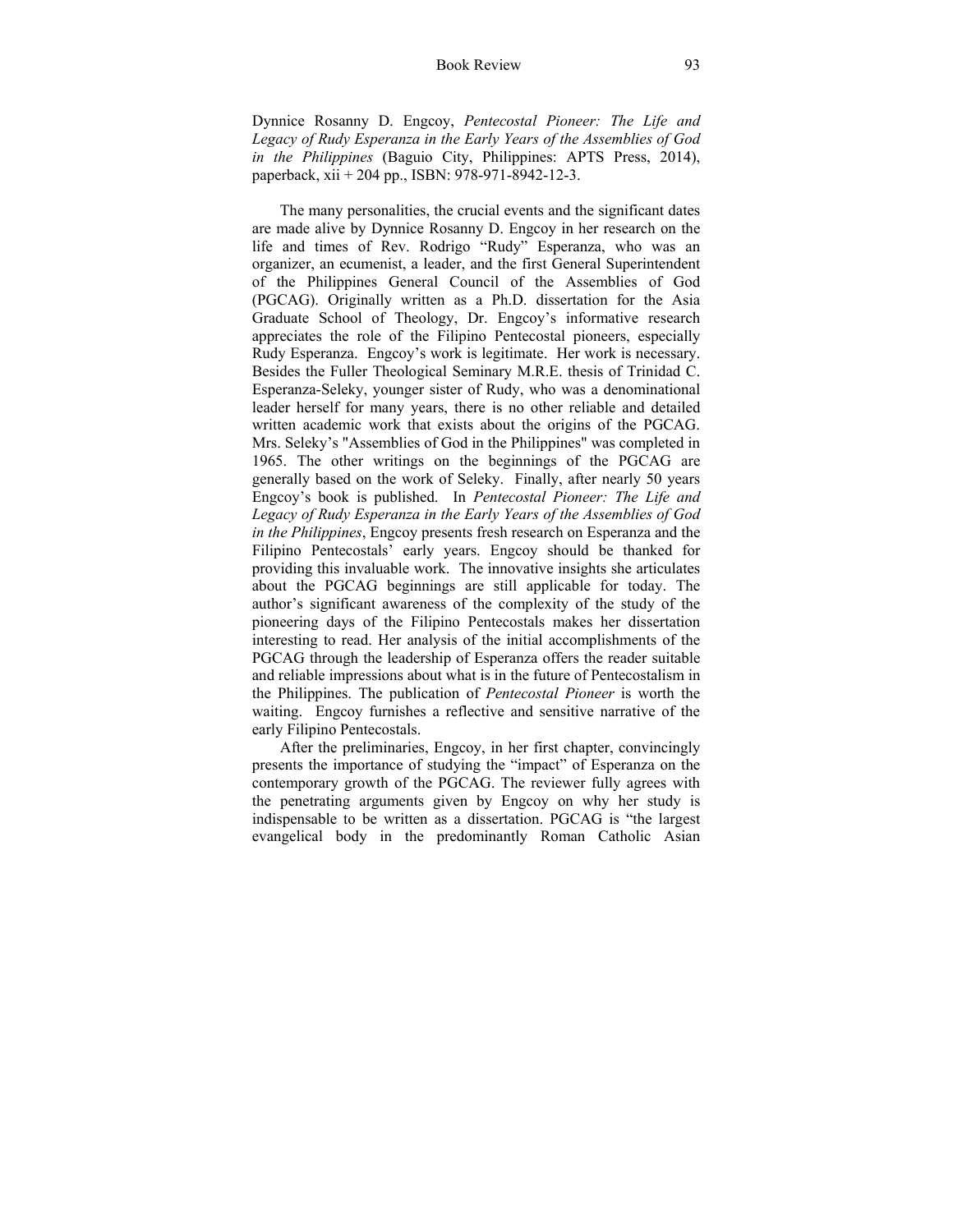Dynnice Rosanny D. Engcoy, *Pentecostal Pioneer: The Life and Legacy of Rudy Esperanza in the Early Years of the Assemblies of God in the Philippines* (Baguio City, Philippines: APTS Press, 2014), paperback, xii + 204 pp., ISBN: 978-971-8942-12-3.

The many personalities, the crucial events and the significant dates are made alive by Dynnice Rosanny D. Engcoy in her research on the life and times of Rev. Rodrigo "Rudy" Esperanza, who was an organizer, an ecumenist, a leader, and the first General Superintendent of the Philippines General Council of the Assemblies of God (PGCAG). Originally written as a Ph.D. dissertation for the Asia Graduate School of Theology, Dr. Engcoy's informative research appreciates the role of the Filipino Pentecostal pioneers, especially Rudy Esperanza. Engcoy's work is legitimate. Her work is necessary. Besides the Fuller Theological Seminary M.R.E. thesis of Trinidad C. Esperanza-Seleky, younger sister of Rudy, who was a denominational leader herself for many years, there is no other reliable and detailed written academic work that exists about the origins of the PGCAG. Mrs. Seleky's "Assemblies of God in the Philippines" was completed in 1965. The other writings on the beginnings of the PGCAG are generally based on the work of Seleky. Finally, after nearly 50 years Engcoy's book is published. In *Pentecostal Pioneer: The Life and Legacy of Rudy Esperanza in the Early Years of the Assemblies of God in the Philippines*, Engcoy presents fresh research on Esperanza and the Filipino Pentecostals' early years. Engcoy should be thanked for providing this invaluable work. The innovative insights she articulates about the PGCAG beginnings are still applicable for today. The author's significant awareness of the complexity of the study of the pioneering days of the Filipino Pentecostals makes her dissertation interesting to read. Her analysis of the initial accomplishments of the PGCAG through the leadership of Esperanza offers the reader suitable and reliable impressions about what is in the future of Pentecostalism in the Philippines. The publication of *Pentecostal Pioneer* is worth the waiting. Engcoy furnishes a reflective and sensitive narrative of the early Filipino Pentecostals.

After the preliminaries, Engcoy, in her first chapter, convincingly presents the importance of studying the "impact" of Esperanza on the contemporary growth of the PGCAG. The reviewer fully agrees with the penetrating arguments given by Engcoy on why her study is indispensable to be written as a dissertation. PGCAG is "the largest evangelical body in the predominantly Roman Catholic Asian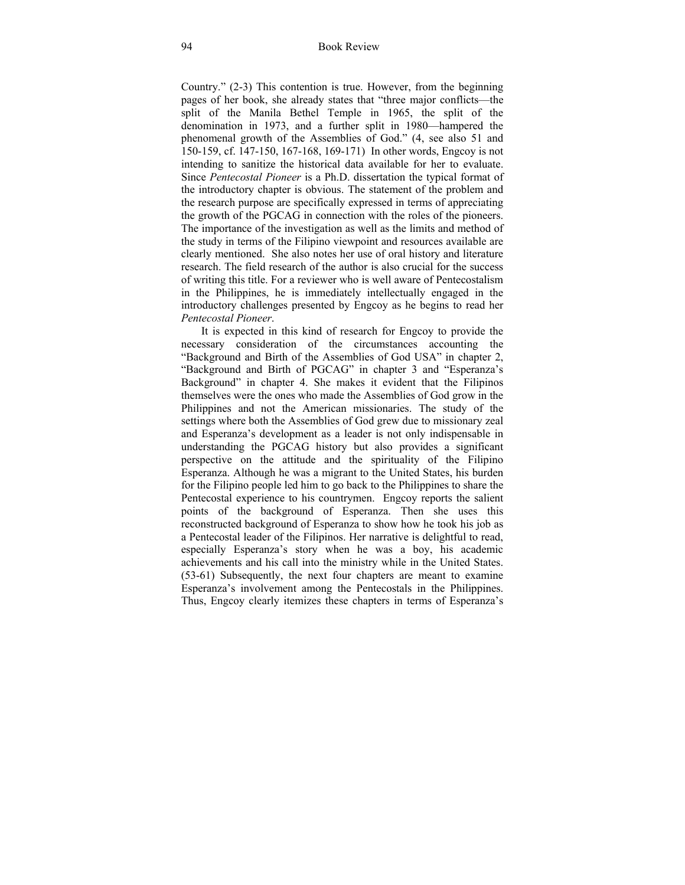Country." (2-3) This contention is true. However, from the beginning pages of her book, she already states that "three major conflicts—the split of the Manila Bethel Temple in 1965, the split of the denomination in 1973, and a further split in 1980—hampered the phenomenal growth of the Assemblies of God." (4, see also 51 and 150-159, cf. 147-150, 167-168, 169-171) In other words, Engcoy is not intending to sanitize the historical data available for her to evaluate. Since *Pentecostal Pioneer* is a Ph.D. dissertation the typical format of the introductory chapter is obvious. The statement of the problem and the research purpose are specifically expressed in terms of appreciating the growth of the PGCAG in connection with the roles of the pioneers. The importance of the investigation as well as the limits and method of the study in terms of the Filipino viewpoint and resources available are clearly mentioned. She also notes her use of oral history and literature research. The field research of the author is also crucial for the success of writing this title. For a reviewer who is well aware of Pentecostalism in the Philippines, he is immediately intellectually engaged in the introductory challenges presented by Engcoy as he begins to read her *Pentecostal Pioneer*.

It is expected in this kind of research for Engcoy to provide the necessary consideration of the circumstances accounting the "Background and Birth of the Assemblies of God USA" in chapter 2, "Background and Birth of PGCAG" in chapter 3 and "Esperanza's Background" in chapter 4. She makes it evident that the Filipinos themselves were the ones who made the Assemblies of God grow in the Philippines and not the American missionaries. The study of the settings where both the Assemblies of God grew due to missionary zeal and Esperanza's development as a leader is not only indispensable in understanding the PGCAG history but also provides a significant perspective on the attitude and the spirituality of the Filipino Esperanza. Although he was a migrant to the United States, his burden for the Filipino people led him to go back to the Philippines to share the Pentecostal experience to his countrymen. Engcoy reports the salient points of the background of Esperanza. Then she uses this reconstructed background of Esperanza to show how he took his job as a Pentecostal leader of the Filipinos. Her narrative is delightful to read, especially Esperanza's story when he was a boy, his academic achievements and his call into the ministry while in the United States. (53-61) Subsequently, the next four chapters are meant to examine Esperanza's involvement among the Pentecostals in the Philippines. Thus, Engcoy clearly itemizes these chapters in terms of Esperanza's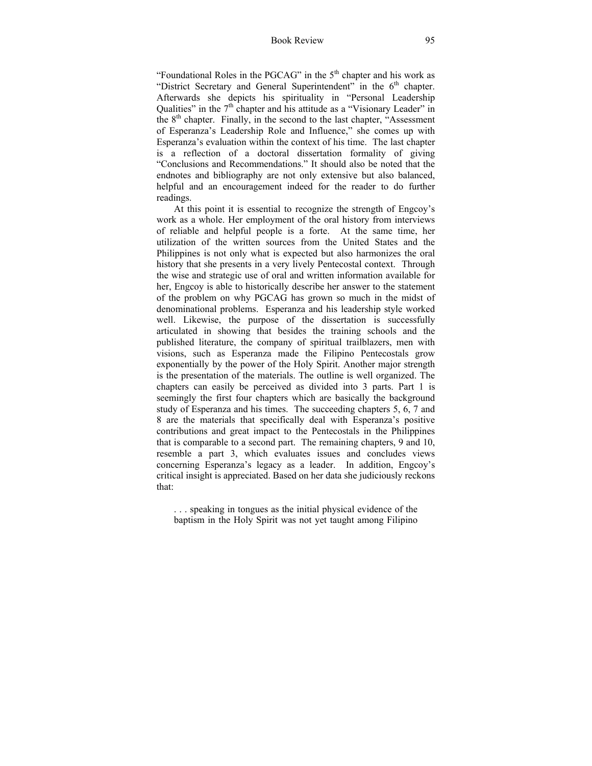"Foundational Roles in the PGCAG" in the 5th chapter and his work as "District Secretary and General Superintendent" in the 6th chapter. Afterwards she depicts his spirituality in "Personal Leadership Qualities" in the 7th chapter and his attitude as a "Visionary Leader" in the 8th chapter. Finally, in the second to the last chapter, "Assessment of Esperanza's Leadership Role and Influence," she comes up with Esperanza's evaluation within the context of his time. The last chapter is a reflection of a doctoral dissertation formality of giving "Conclusions and Recommendations." It should also be noted that the endnotes and bibliography are not only extensive but also balanced, helpful and an encouragement indeed for the reader to do further readings.

At this point it is essential to recognize the strength of Engcoy's work as a whole. Her employment of the oral history from interviews of reliable and helpful people is a forte. At the same time, her utilization of the written sources from the United States and the Philippines is not only what is expected but also harmonizes the oral history that she presents in a very lively Pentecostal context. Through the wise and strategic use of oral and written information available for her, Engcoy is able to historically describe her answer to the statement of the problem on why PGCAG has grown so much in the midst of denominational problems. Esperanza and his leadership style worked well. Likewise, the purpose of the dissertation is successfully articulated in showing that besides the training schools and the published literature, the company of spiritual trailblazers, men with visions, such as Esperanza made the Filipino Pentecostals grow exponentially by the power of the Holy Spirit. Another major strength is the presentation of the materials. The outline is well organized. The chapters can easily be perceived as divided into 3 parts. Part 1 is seemingly the first four chapters which are basically the background study of Esperanza and his times. The succeeding chapters 5, 6, 7 and 8 are the materials that specifically deal with Esperanza's positive contributions and great impact to the Pentecostals in the Philippines that is comparable to a second part. The remaining chapters, 9 and 10, resemble a part 3, which evaluates issues and concludes views concerning Esperanza's legacy as a leader. In addition, Engcoy's critical insight is appreciated. Based on her data she judiciously reckons that:

> . . . speaking in tongues as the initial physical evidence of the baptism in the Holy Spirit was not yet taught among Filipino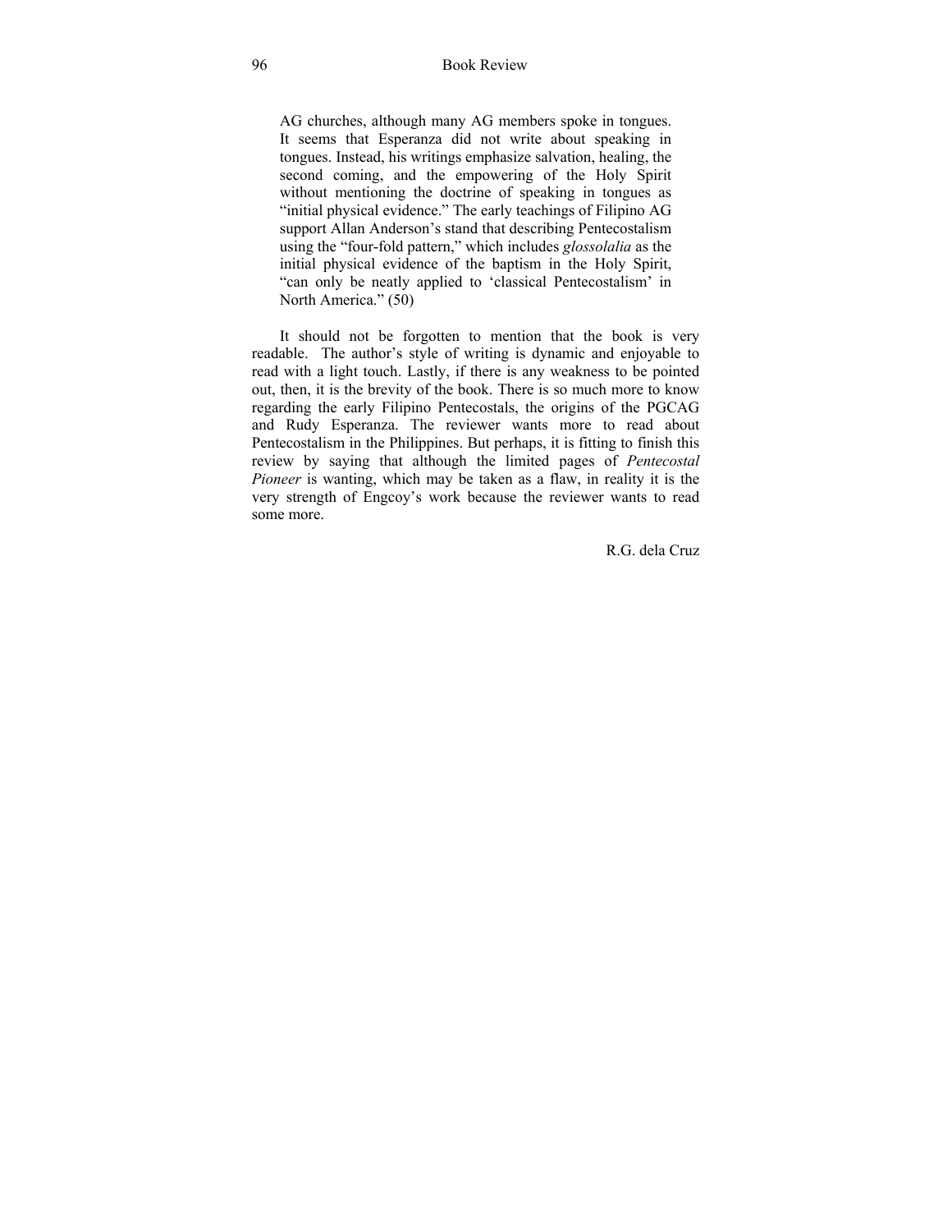> AG churches, although many AG members spoke in tongues. It seems that Esperanza did not write about speaking in tongues. Instead, his writings emphasize salvation, healing, the second coming, and the empowering of the Holy Spirit without mentioning the doctrine of speaking in tongues as "initial physical evidence." The early teachings of Filipino AG support Allan Anderson's stand that describing Pentecostalism using the "four-fold pattern," which includes *glossolalia* as the initial physical evidence of the baptism in the Holy Spirit, "can only be neatly applied to 'classical Pentecostalism' in North America." (50)

It should not be forgotten to mention that the book is very readable. The author's style of writing is dynamic and enjoyable to read with a light touch. Lastly, if there is any weakness to be pointed out, then, it is the brevity of the book. There is so much more to know regarding the early Filipino Pentecostals, the origins of the PGCAG and Rudy Esperanza. The reviewer wants more to read about Pentecostalism in the Philippines. But perhaps, it is fitting to finish this review by saying that although the limited pages of *Pentecostal Pioneer* is wanting, which may be taken as a flaw, in reality it is the very strength of Engcoy's work because the reviewer wants to read some more.

R.G. dela Cruz